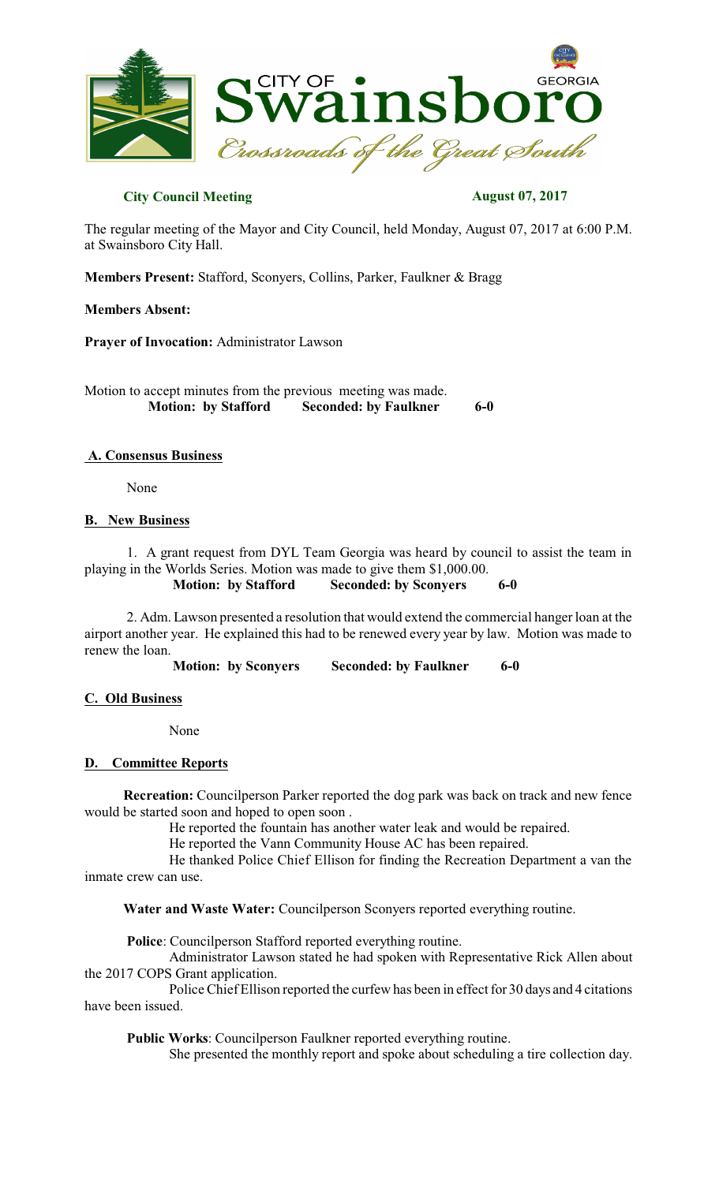**City Council Meeting** **August 07, 2017**

The regular meeting of the Mayor and City Council, held Monday, August 07, 2017 at 6:00 P.M. at Swainsboro City Hall.

**Members Present:** Stafford, Sconyers, Collins, Parker, Faulkner & Bragg

**Members Absent:**

**Prayer of Invocation:** Administrator Lawson

Motion to accept minutes from the previous meeting was made.
**Motion: by Stafford Seconded: by Faulkner 6-0**

## A. Consensus Business

None

## B. New Business

1. A grant request from DYL Team Georgia was heard by council to assist the team in playing in the Worlds Series. Motion was made to give them $1,000.00.
**Motion: by Stafford Seconded: by Sconyers 6-0**

2. Adm. Lawson presented a resolution that would extend the commercial hanger loan at the airport another year. He explained this had to be renewed every year by law. Motion was made to renew the loan.
**Motion: by Sconyers Seconded: by Faulkner 6-0**

## C. Old Business

None

## D. Committee Reports

**Recreation:** Councilperson Parker reported the dog park was back on track and new fence would be started soon and hoped to open soon .

He reported the fountain has another water leak and would be repaired.

He reported the Vann Community House AC has been repaired.

He thanked Police Chief Ellison for finding the Recreation Department a van the inmate crew can use.

**Water and Waste Water:** Councilperson Sconyers reported everything routine.

**Police**: Councilperson Stafford reported everything routine.

Administrator Lawson stated he had spoken with Representative Rick Allen about the 2017 COPS Grant application.

Police Chief Ellison reported the curfew has been in effect for 30 days and 4 citations have been issued.

**Public Works**: Councilperson Faulkner reported everything routine.

She presented the monthly report and spoke about scheduling a tire collection day.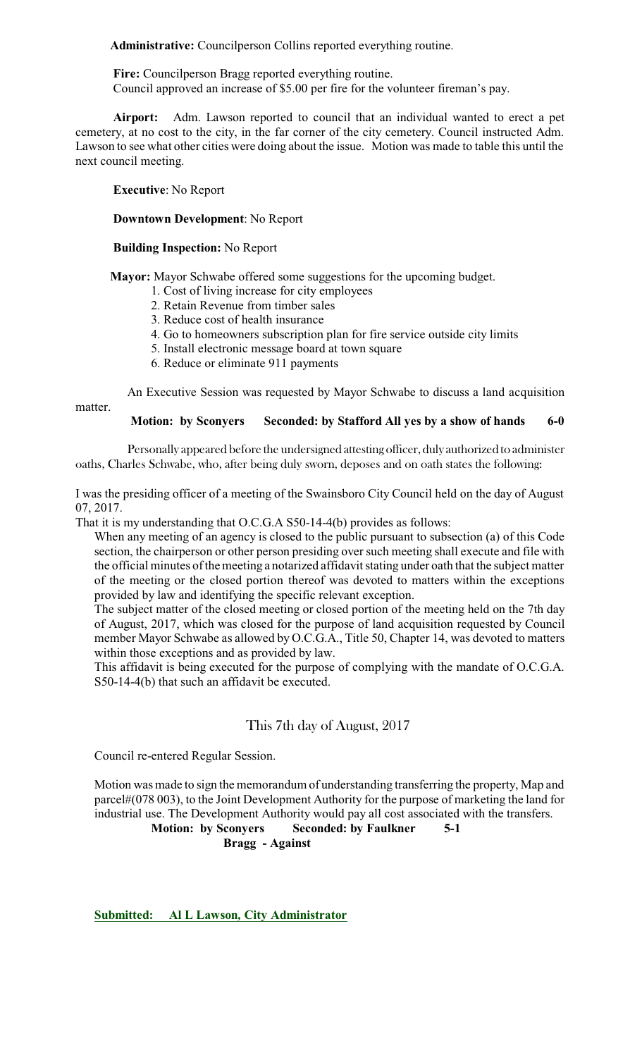**Administrative:** Councilperson Collins reported everything routine.

**Fire:** Councilperson Bragg reported everything routine.
Council approved an increase of $5.00 per fire for the volunteer fireman's pay.

**Airport:** Adm. Lawson reported to council that an individual wanted to erect a pet cemetery, at no cost to the city, in the far corner of the city cemetery. Council instructed Adm. Lawson to see what other cities were doing about the issue. Motion was made to table this until the next council meeting.

**Executive**: No Report

**Downtown Development**: No Report

**Building Inspection:** No Report

**Mayor:** Mayor Schwabe offered some suggestions for the upcoming budget.

1. Cost of living increase for city employees
2. Retain Revenue from timber sales
3. Reduce cost of health insurance
4. Go to homeowners subscription plan for fire service outside city limits
5. Install electronic message board at town square
6. Reduce or eliminate 911 payments

An Executive Session was requested by Mayor Schwabe to discuss a land acquisition matter.

**Motion: by Sconyers Seconded: by Stafford All yes by a show of hands 6-0**

Personally appeared before the undersigned attesting officer, duly authorized to administer oaths, Charles Schwabe, who, after being duly sworn, deposes and on oath states the following:

I was the presiding officer of a meeting of the Swainsboro City Council held on the day of August 07, 2017.

That it is my understanding that O.C.G.A S50-14-4(b) provides as follows:

When any meeting of an agency is closed to the public pursuant to subsection (a) of this Code section, the chairperson or other person presiding over such meeting shall execute and file with the official minutes of the meeting a notarized affidavit stating under oath that the subject matter of the meeting or the closed portion thereof was devoted to matters within the exceptions provided by law and identifying the specific relevant exception.

The subject matter of the closed meeting or closed portion of the meeting held on the 7th day of August, 2017, which was closed for the purpose of land acquisition requested by Council member Mayor Schwabe as allowed by O.C.G.A., Title 50, Chapter 14, was devoted to matters within those exceptions and as provided by law.

This affidavit is being executed for the purpose of complying with the mandate of O.C.G.A. S50-14-4(b) that such an affidavit be executed.

This 7th day of August, 2017

Council re-entered Regular Session.

Motion was made to sign the memorandum of understanding transferring the property, Map and parcel#(078 003), to the Joint Development Authority for the purpose of marketing the land for industrial use. The Development Authority would pay all cost associated with the transfers.

**Motion: by Sconyers Seconded: by Faulkner 5-1**
**Bragg - Against**

**Submitted: Al L Lawson, City Administrator**